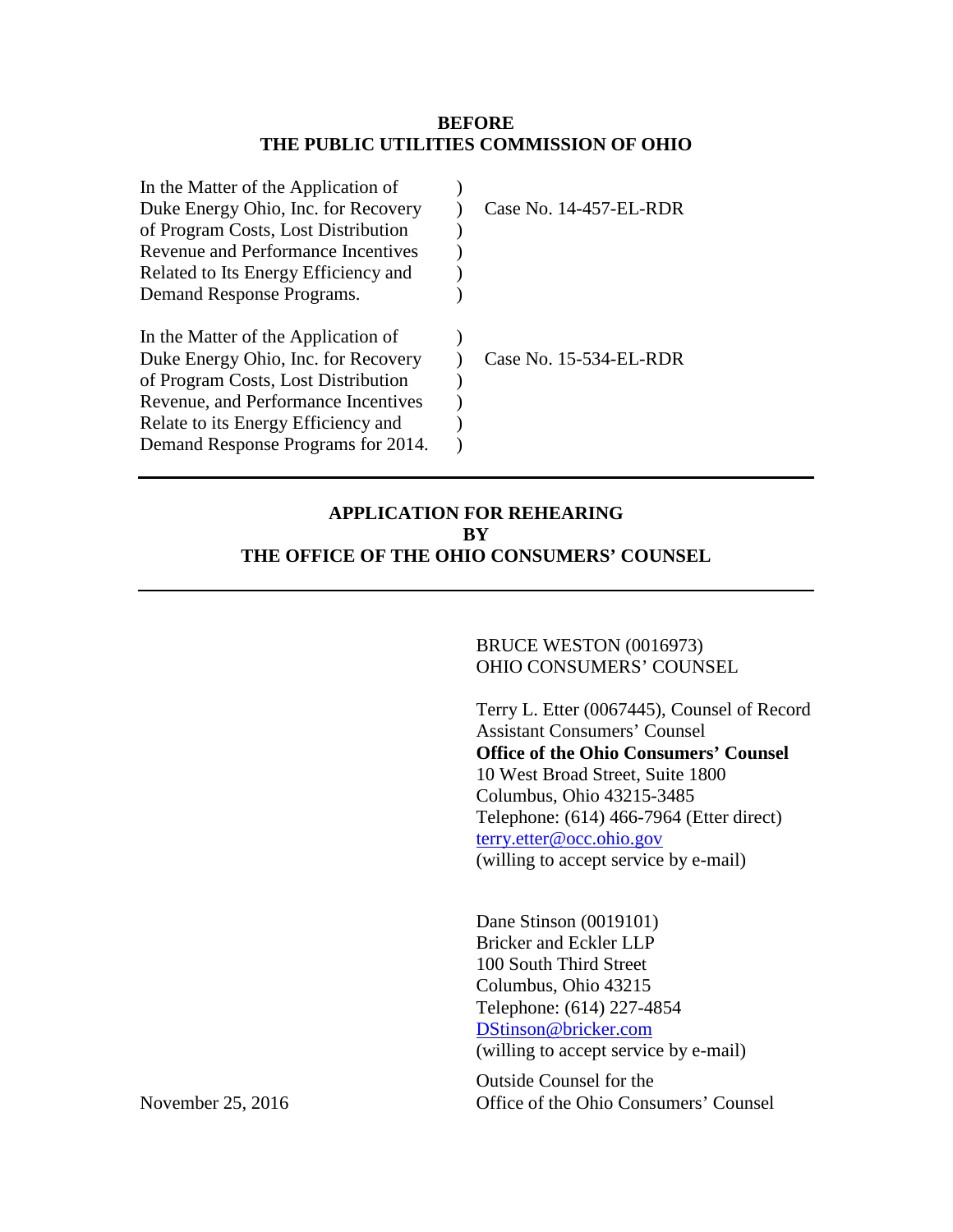**BEFORE**
**THE PUBLIC UTILITIES COMMISSION OF OHIO**

| | | |
|---|---|---|
| In the Matter of the Application of Duke Energy Ohio, Inc. for Recovery of Program Costs, Lost Distribution Revenue and Performance Incentives Related to Its Energy Efficiency and Demand Response Programs. | ) | Case No. 14-457-EL-RDR |
| In the Matter of the Application of Duke Energy Ohio, Inc. for Recovery of Program Costs, Lost Distribution Revenue, and Performance Incentives Relate to its Energy Efficiency and Demand Response Programs for 2014. | ) | Case No. 15-534-EL-RDR |

---

**APPLICATION FOR REHEARING**
**BY**
**THE OFFICE OF THE OHIO CONSUMERS' COUNSEL**

---

BRUCE WESTON (0016973)
OHIO CONSUMERS' COUNSEL

Terry L. Etter (0067445), Counsel of Record
Assistant Consumers' Counsel
**Office of the Ohio Consumers' Counsel**
10 West Broad Street, Suite 1800
Columbus, Ohio 43215-3485
Telephone: (614) 466-7964 (Etter direct)
terry.etter@occ.ohio.gov
(willing to accept service by e-mail)

Dane Stinson (0019101)
Bricker and Eckler LLP
100 South Third Street
Columbus, Ohio 43215
Telephone: (614) 227-4854
DStinson@bricker.com
(willing to accept service by e-mail)

Outside Counsel for the
Office of the Ohio Consumers' Counsel

November 25, 2016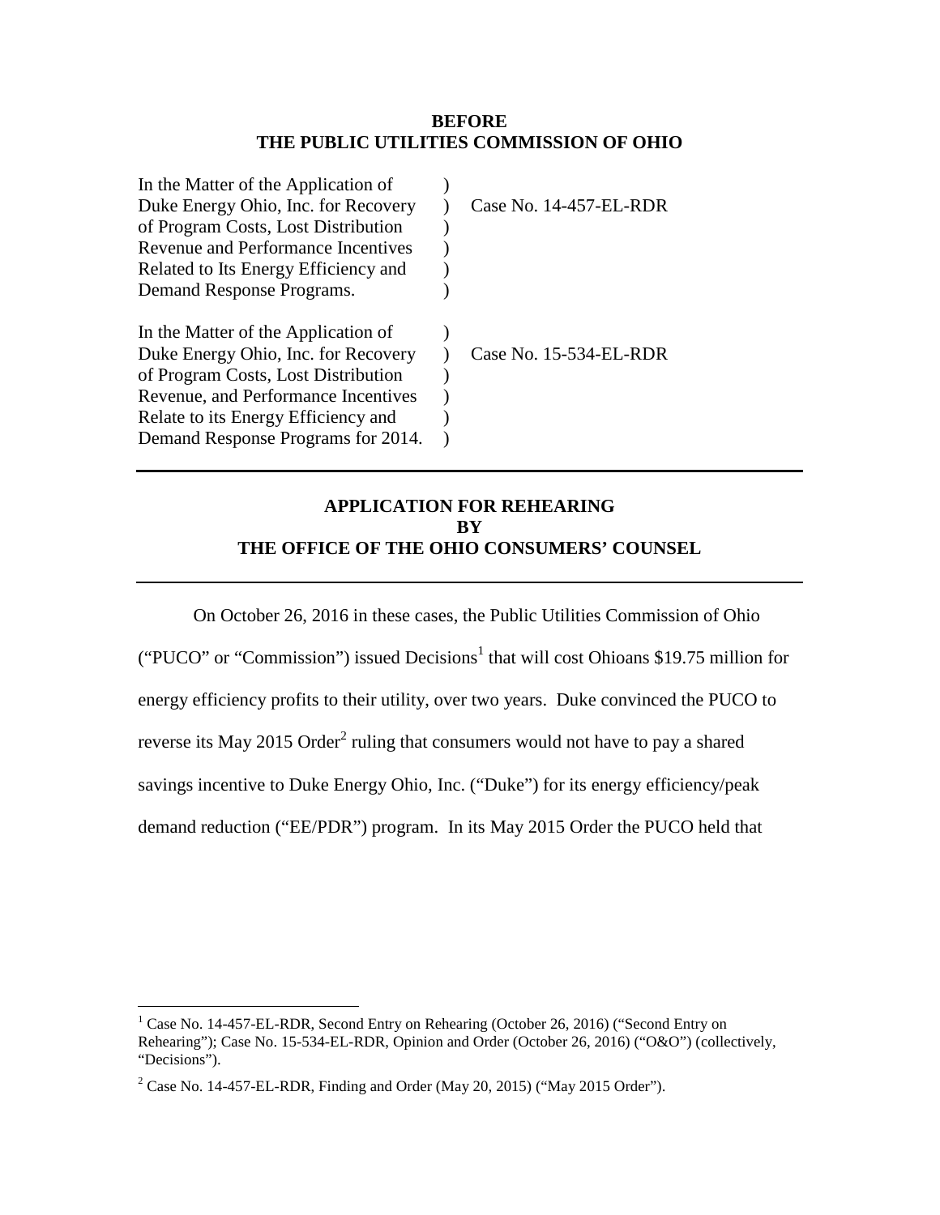**BEFORE**
**THE PUBLIC UTILITIES COMMISSION OF OHIO**

| | | |
|---|---|---|
| In the Matter of the Application of Duke Energy Ohio, Inc. for Recovery of Program Costs, Lost Distribution Revenue and Performance Incentives Related to Its Energy Efficiency and Demand Response Programs. | ) ) ) ) ) ) | Case No. 14-457-EL-RDR |
| In the Matter of the Application of Duke Energy Ohio, Inc. for Recovery of Program Costs, Lost Distribution Revenue, and Performance Incentives Relate to its Energy Efficiency and Demand Response Programs for 2014. | ) ) ) ) ) ) | Case No. 15-534-EL-RDR |

---

**APPLICATION FOR REHEARING**
**BY**
**THE OFFICE OF THE OHIO CONSUMERS' COUNSEL**

---

On October 26, 2016 in these cases, the Public Utilities Commission of Ohio ("PUCO" or "Commission") issued Decisions[1] that will cost Ohioans $19.75 million for energy efficiency profits to their utility, over two years. Duke convinced the PUCO to reverse its May 2015 Order[2] ruling that consumers would not have to pay a shared savings incentive to Duke Energy Ohio, Inc. ("Duke") for its energy efficiency/peak demand reduction ("EE/PDR") program. In its May 2015 Order the PUCO held that

---

[1] Case No. 14-457-EL-RDR, Second Entry on Rehearing (October 26, 2016) ("Second Entry on Rehearing"); Case No. 15-534-EL-RDR, Opinion and Order (October 26, 2016) ("O&O") (collectively, "Decisions").

[2] Case No. 14-457-EL-RDR, Finding and Order (May 20, 2015) ("May 2015 Order").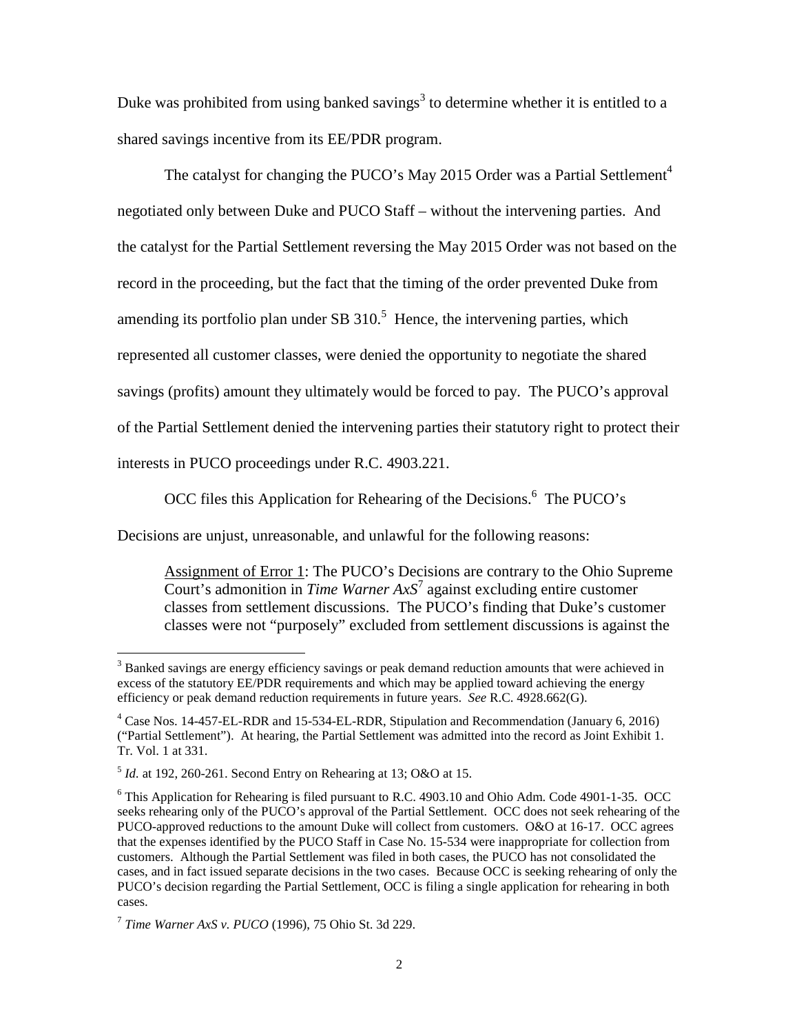Duke was prohibited from using banked savings[3] to determine whether it is entitled to a shared savings incentive from its EE/PDR program.

The catalyst for changing the PUCO's May 2015 Order was a Partial Settlement[4] negotiated only between Duke and PUCO Staff – without the intervening parties. And the catalyst for the Partial Settlement reversing the May 2015 Order was not based on the record in the proceeding, but the fact that the timing of the order prevented Duke from amending its portfolio plan under SB 310.[5] Hence, the intervening parties, which represented all customer classes, were denied the opportunity to negotiate the shared savings (profits) amount they ultimately would be forced to pay. The PUCO's approval of the Partial Settlement denied the intervening parties their statutory right to protect their interests in PUCO proceedings under R.C. 4903.221.

OCC files this Application for Rehearing of the Decisions.[6] The PUCO's Decisions are unjust, unreasonable, and unlawful for the following reasons:

> Assignment of Error 1: The PUCO's Decisions are contrary to the Ohio Supreme Court's admonition in *Time Warner AxS*[7] against excluding entire customer classes from settlement discussions. The PUCO's finding that Duke's customer classes were not "purposely" excluded from settlement discussions is against the

---

[3] Banked savings are energy efficiency savings or peak demand reduction amounts that were achieved in excess of the statutory EE/PDR requirements and which may be applied toward achieving the energy efficiency or peak demand reduction requirements in future years. *See* R.C. 4928.662(G).

[4] Case Nos. 14-457-EL-RDR and 15-534-EL-RDR, Stipulation and Recommendation (January 6, 2016) ("Partial Settlement"). At hearing, the Partial Settlement was admitted into the record as Joint Exhibit 1. Tr. Vol. 1 at 331.

[5] *Id.* at 192, 260-261. Second Entry on Rehearing at 13; O&O at 15.

[6] This Application for Rehearing is filed pursuant to R.C. 4903.10 and Ohio Adm. Code 4901-1-35. OCC seeks rehearing only of the PUCO's approval of the Partial Settlement. OCC does not seek rehearing of the PUCO-approved reductions to the amount Duke will collect from customers. O&O at 16-17. OCC agrees that the expenses identified by the PUCO Staff in Case No. 15-534 were inappropriate for collection from customers. Although the Partial Settlement was filed in both cases, the PUCO has not consolidated the cases, and in fact issued separate decisions in the two cases. Because OCC is seeking rehearing of only the PUCO's decision regarding the Partial Settlement, OCC is filing a single application for rehearing in both cases.

[7] *Time Warner AxS v. PUCO* (1996), 75 Ohio St. 3d 229.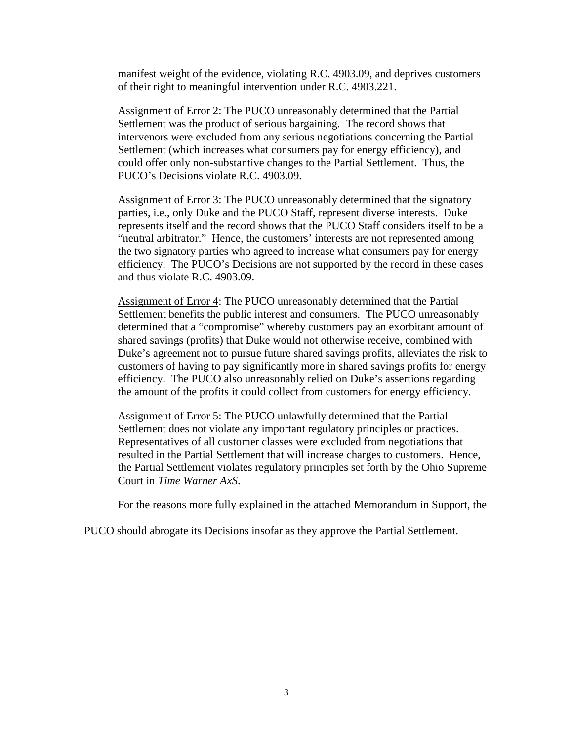manifest weight of the evidence, violating R.C. 4903.09, and deprives customers of their right to meaningful intervention under R.C. 4903.221.

Assignment of Error 2: The PUCO unreasonably determined that the Partial Settlement was the product of serious bargaining. The record shows that intervenors were excluded from any serious negotiations concerning the Partial Settlement (which increases what consumers pay for energy efficiency), and could offer only non-substantive changes to the Partial Settlement. Thus, the PUCO's Decisions violate R.C. 4903.09.

Assignment of Error 3: The PUCO unreasonably determined that the signatory parties, i.e., only Duke and the PUCO Staff, represent diverse interests. Duke represents itself and the record shows that the PUCO Staff considers itself to be a "neutral arbitrator." Hence, the customers' interests are not represented among the two signatory parties who agreed to increase what consumers pay for energy efficiency. The PUCO's Decisions are not supported by the record in these cases and thus violate R.C. 4903.09.

Assignment of Error 4: The PUCO unreasonably determined that the Partial Settlement benefits the public interest and consumers. The PUCO unreasonably determined that a "compromise" whereby customers pay an exorbitant amount of shared savings (profits) that Duke would not otherwise receive, combined with Duke's agreement not to pursue future shared savings profits, alleviates the risk to customers of having to pay significantly more in shared savings profits for energy efficiency. The PUCO also unreasonably relied on Duke's assertions regarding the amount of the profits it could collect from customers for energy efficiency.

Assignment of Error 5: The PUCO unlawfully determined that the Partial Settlement does not violate any important regulatory principles or practices. Representatives of all customer classes were excluded from negotiations that resulted in the Partial Settlement that will increase charges to customers. Hence, the Partial Settlement violates regulatory principles set forth by the Ohio Supreme Court in *Time Warner AxS*.

For the reasons more fully explained in the attached Memorandum in Support, the PUCO should abrogate its Decisions insofar as they approve the Partial Settlement.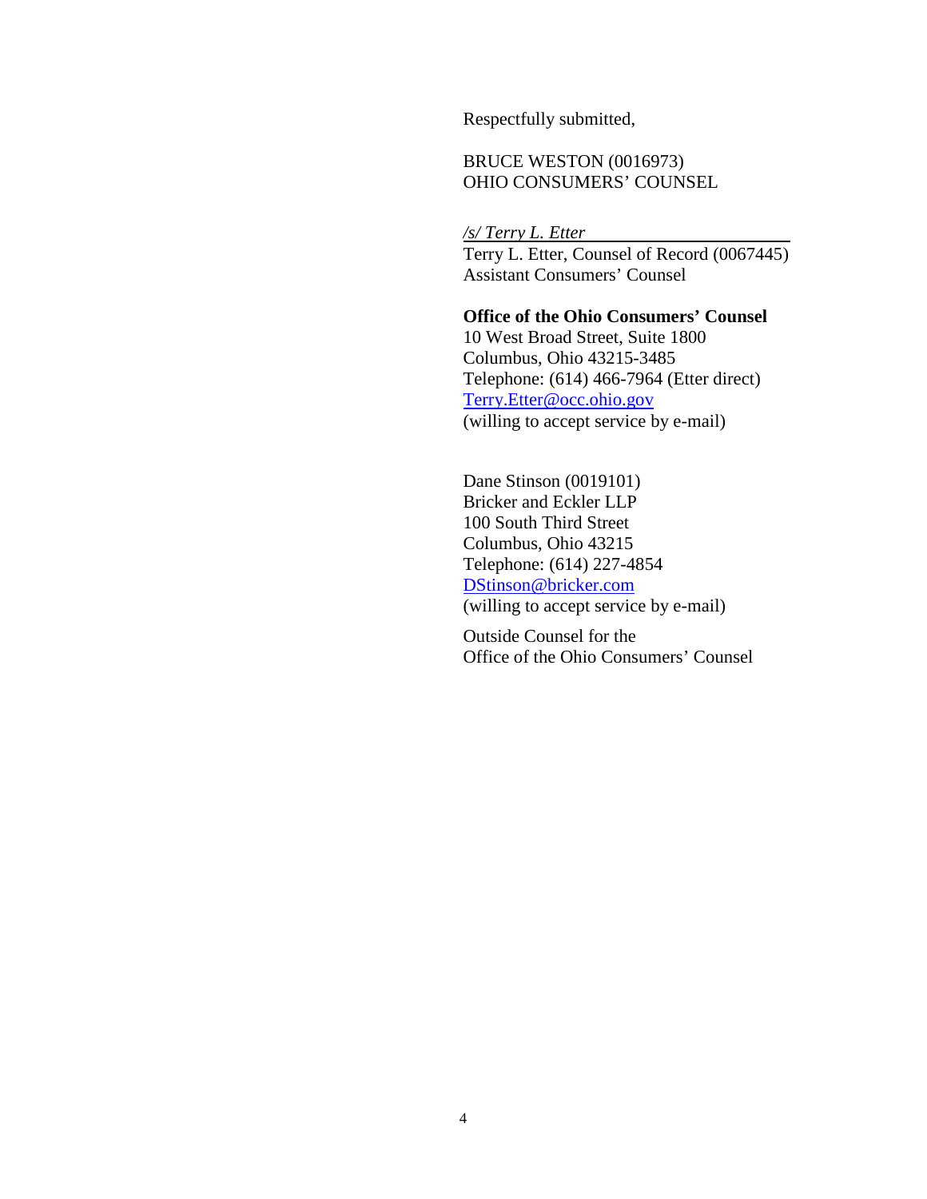Respectfully submitted,

BRUCE WESTON (0016973)
OHIO CONSUMERS' COUNSEL

*/s/ Terry L. Etter*
Terry L. Etter, Counsel of Record (0067445)
Assistant Consumers' Counsel

**Office of the Ohio Consumers' Counsel**
10 West Broad Street, Suite 1800
Columbus, Ohio 43215-3485
Telephone: (614) 466-7964 (Etter direct)
Terry.Etter@occ.ohio.gov
(willing to accept service by e-mail)

Dane Stinson (0019101)
Bricker and Eckler LLP
100 South Third Street
Columbus, Ohio 43215
Telephone: (614) 227-4854
DStinson@bricker.com
(willing to accept service by e-mail)

Outside Counsel for the
Office of the Ohio Consumers' Counsel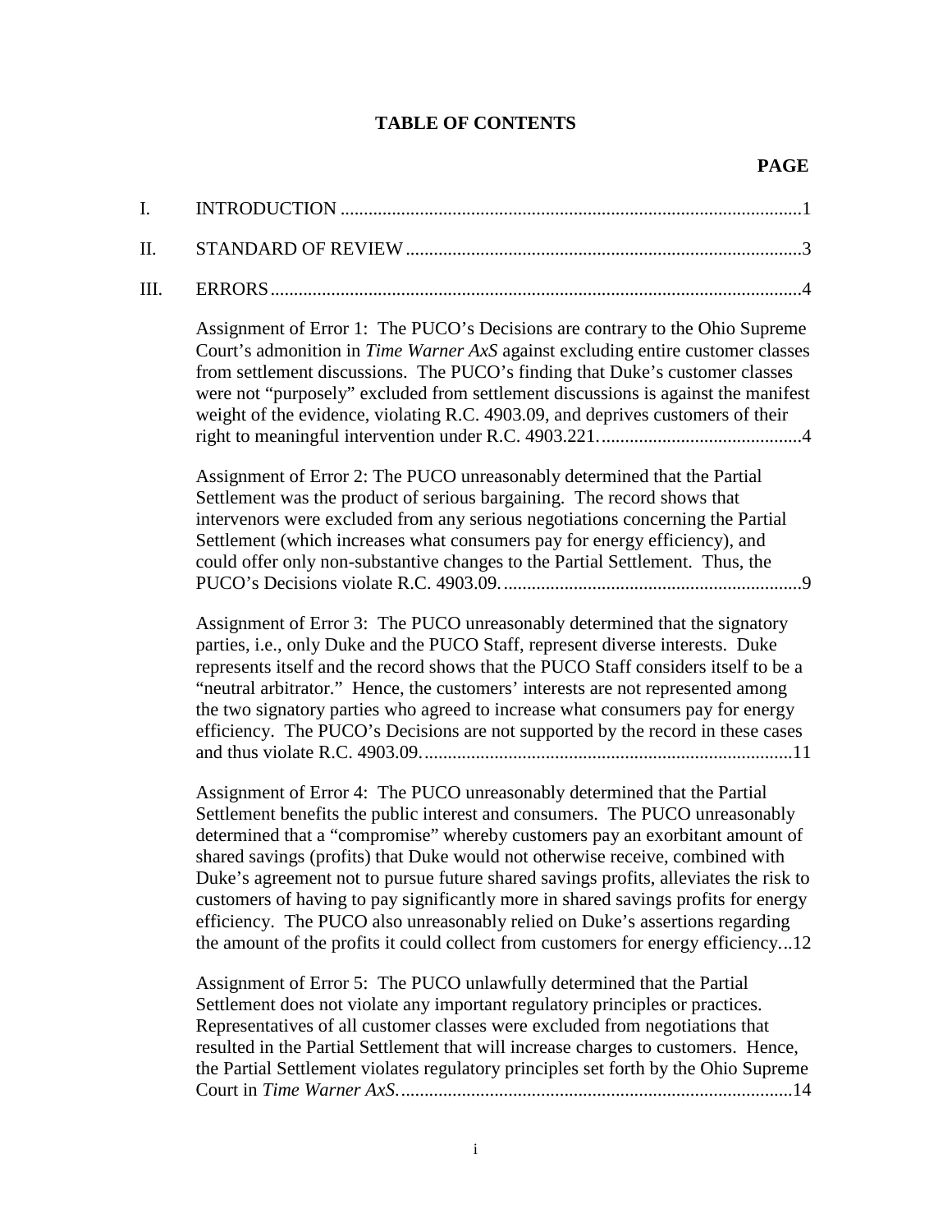# TABLE OF CONTENTS

**PAGE**

I. INTRODUCTION ....................................................................................................1

II. STANDARD OF REVIEW......................................................................................3

III. ERRORS..................................................................................................................4

Assignment of Error 1: The PUCO's Decisions are contrary to the Ohio Supreme Court's admonition in *Time Warner AxS* against excluding entire customer classes from settlement discussions. The PUCO's finding that Duke's customer classes were not "purposely" excluded from settlement discussions is against the manifest weight of the evidence, violating R.C. 4903.09, and deprives customers of their right to meaningful intervention under R.C. 4903.221. ...........................................4

Assignment of Error 2: The PUCO unreasonably determined that the Partial Settlement was the product of serious bargaining. The record shows that intervenors were excluded from any serious negotiations concerning the Partial Settlement (which increases what consumers pay for energy efficiency), and could offer only non-substantive changes to the Partial Settlement. Thus, the PUCO's Decisions violate R.C. 4903.09. ................................................................9

Assignment of Error 3: The PUCO unreasonably determined that the signatory parties, i.e., only Duke and the PUCO Staff, represent diverse interests. Duke represents itself and the record shows that the PUCO Staff considers itself to be a "neutral arbitrator." Hence, the customers' interests are not represented among the two signatory parties who agreed to increase what consumers pay for energy efficiency. The PUCO's Decisions are not supported by the record in these cases and thus violate R.C. 4903.09. ..............................................................................11

Assignment of Error 4: The PUCO unreasonably determined that the Partial Settlement benefits the public interest and consumers. The PUCO unreasonably determined that a "compromise" whereby customers pay an exorbitant amount of shared savings (profits) that Duke would not otherwise receive, combined with Duke's agreement not to pursue future shared savings profits, alleviates the risk to customers of having to pay significantly more in shared savings profits for energy efficiency. The PUCO also unreasonably relied on Duke's assertions regarding the amount of the profits it could collect from customers for energy efficiency...12

Assignment of Error 5: The PUCO unlawfully determined that the Partial Settlement does not violate any important regulatory principles or practices. Representatives of all customer classes were excluded from negotiations that resulted in the Partial Settlement that will increase charges to customers. Hence, the Partial Settlement violates regulatory principles set forth by the Ohio Supreme Court in *Time Warner AxS*. ...................................................................................14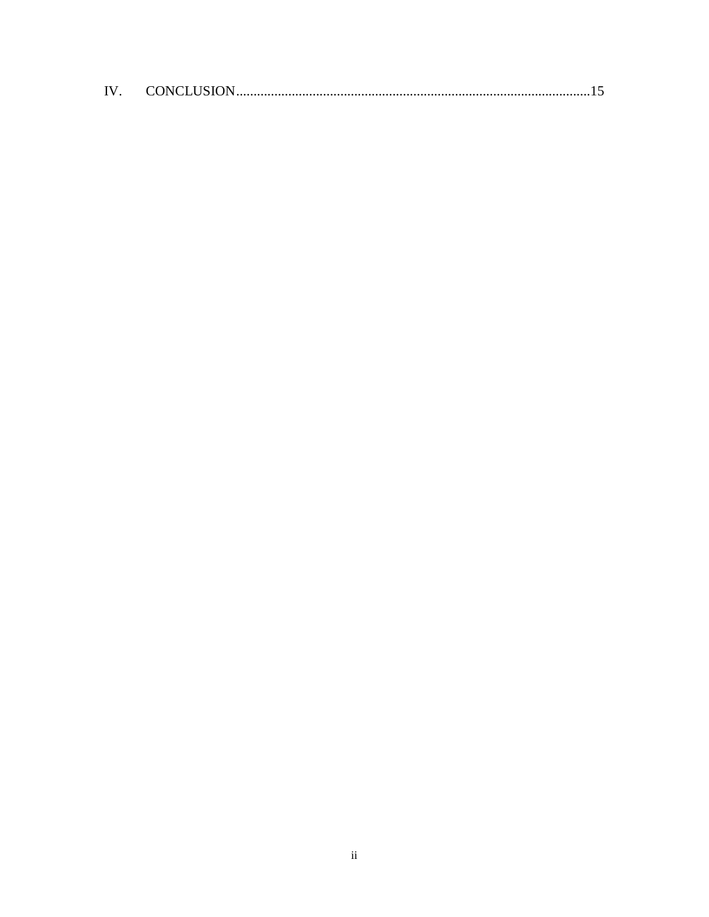IV. CONCLUSION....................................................................................................15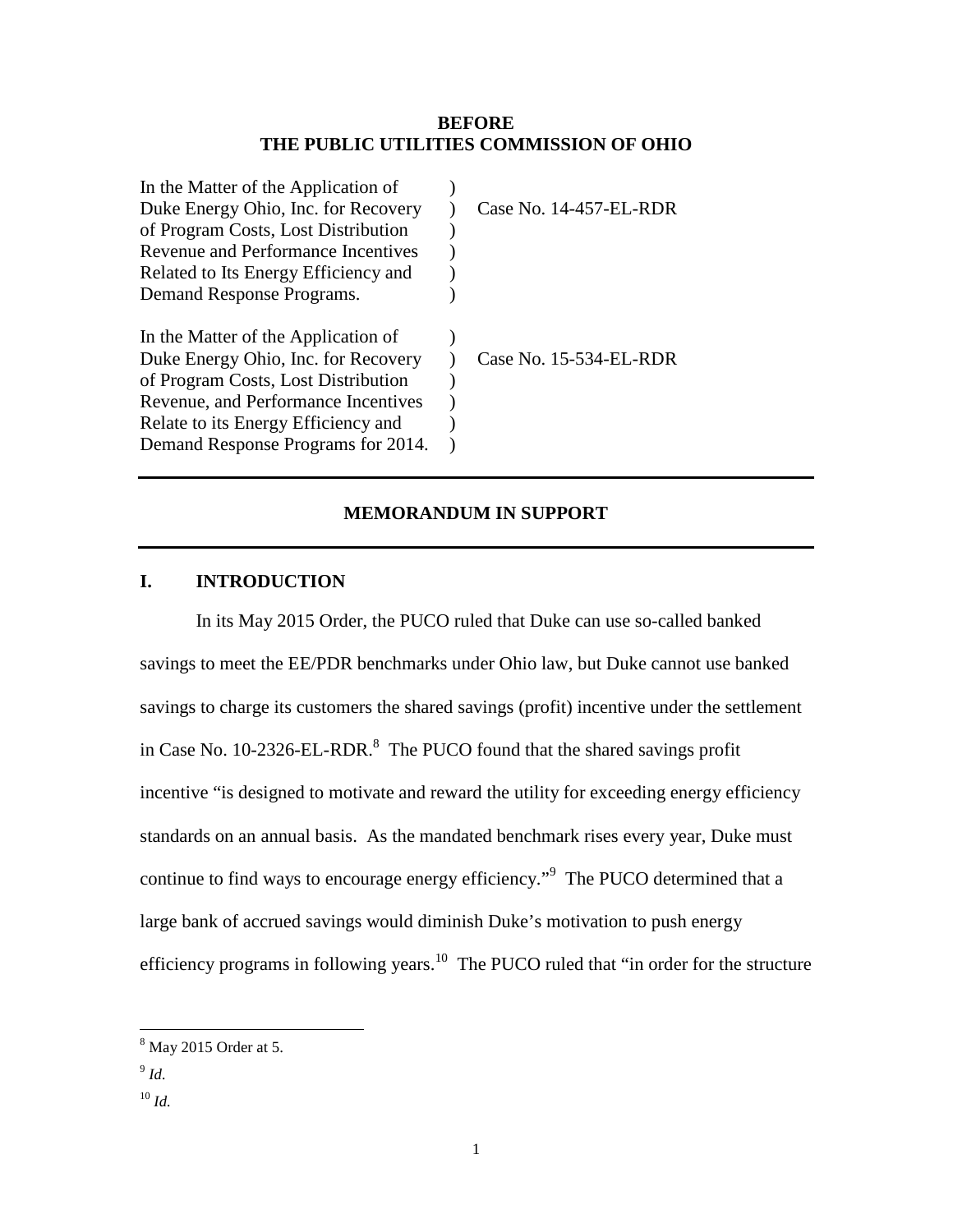**BEFORE**
**THE PUBLIC UTILITIES COMMISSION OF OHIO**

| | | |
|---|---|---|
| In the Matter of the Application of Duke Energy Ohio, Inc. for Recovery of Program Costs, Lost Distribution Revenue and Performance Incentives Related to Its Energy Efficiency and Demand Response Programs. | ) | Case No. 14-457-EL-RDR |
| In the Matter of the Application of Duke Energy Ohio, Inc. for Recovery of Program Costs, Lost Distribution Revenue, and Performance Incentives Relate to its Energy Efficiency and Demand Response Programs for 2014. | ) | Case No. 15-534-EL-RDR |

---

## MEMORANDUM IN SUPPORT

---

### I. INTRODUCTION

In its May 2015 Order, the PUCO ruled that Duke can use so-called banked savings to meet the EE/PDR benchmarks under Ohio law, but Duke cannot use banked savings to charge its customers the shared savings (profit) incentive under the settlement in Case No. 10-2326-EL-RDR.[8] The PUCO found that the shared savings profit incentive "is designed to motivate and reward the utility for exceeding energy efficiency standards on an annual basis. As the mandated benchmark rises every year, Duke must continue to find ways to encourage energy efficiency."[9] The PUCO determined that a large bank of accrued savings would diminish Duke's motivation to push energy efficiency programs in following years.[10] The PUCO ruled that "in order for the structure

---

[8] May 2015 Order at 5.

[9] *Id.*

[10] *Id.*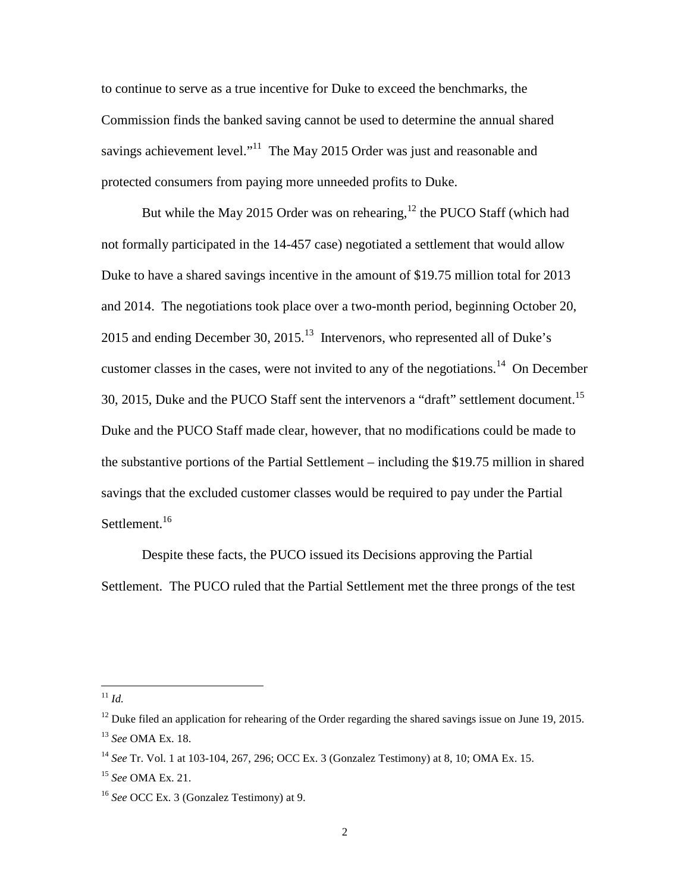to continue to serve as a true incentive for Duke to exceed the benchmarks, the Commission finds the banked saving cannot be used to determine the annual shared savings achievement level."[11] The May 2015 Order was just and reasonable and protected consumers from paying more unneeded profits to Duke.

But while the May 2015 Order was on rehearing,[12] the PUCO Staff (which had not formally participated in the 14-457 case) negotiated a settlement that would allow Duke to have a shared savings incentive in the amount of $19.75 million total for 2013 and 2014. The negotiations took place over a two-month period, beginning October 20, 2015 and ending December 30, 2015.[13] Intervenors, who represented all of Duke's customer classes in the cases, were not invited to any of the negotiations.[14] On December 30, 2015, Duke and the PUCO Staff sent the intervenors a "draft" settlement document.[15] Duke and the PUCO Staff made clear, however, that no modifications could be made to the substantive portions of the Partial Settlement – including the $19.75 million in shared savings that the excluded customer classes would be required to pay under the Partial Settlement.[16]

Despite these facts, the PUCO issued its Decisions approving the Partial Settlement. The PUCO ruled that the Partial Settlement met the three prongs of the test

---

[11] *Id.*

[12] Duke filed an application for rehearing of the Order regarding the shared savings issue on June 19, 2015.

[13] *See* OMA Ex. 18.

[14] *See* Tr. Vol. 1 at 103-104, 267, 296; OCC Ex. 3 (Gonzalez Testimony) at 8, 10; OMA Ex. 15.

[15] *See* OMA Ex. 21.

[16] *See* OCC Ex. 3 (Gonzalez Testimony) at 9.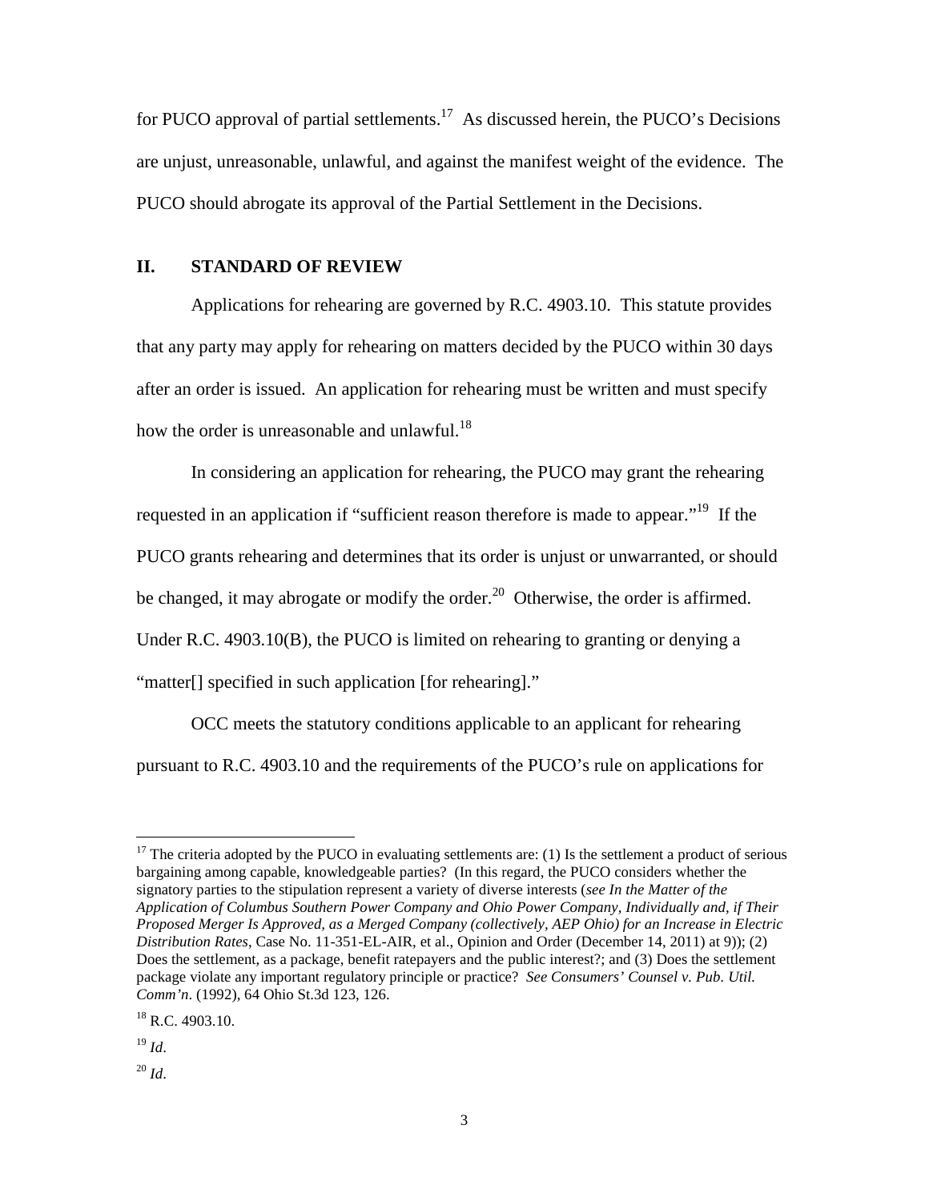for PUCO approval of partial settlements.[17] As discussed herein, the PUCO's Decisions are unjust, unreasonable, unlawful, and against the manifest weight of the evidence. The PUCO should abrogate its approval of the Partial Settlement in the Decisions.

## II. STANDARD OF REVIEW

Applications for rehearing are governed by R.C. 4903.10. This statute provides that any party may apply for rehearing on matters decided by the PUCO within 30 days after an order is issued. An application for rehearing must be written and must specify how the order is unreasonable and unlawful.[18]

In considering an application for rehearing, the PUCO may grant the rehearing requested in an application if "sufficient reason therefore is made to appear."[19] If the PUCO grants rehearing and determines that its order is unjust or unwarranted, or should be changed, it may abrogate or modify the order.[20] Otherwise, the order is affirmed. Under R.C. 4903.10(B), the PUCO is limited on rehearing to granting or denying a "matter[] specified in such application [for rehearing]."

OCC meets the statutory conditions applicable to an applicant for rehearing pursuant to R.C. 4903.10 and the requirements of the PUCO's rule on applications for

---

[17] The criteria adopted by the PUCO in evaluating settlements are: (1) Is the settlement a product of serious bargaining among capable, knowledgeable parties? (In this regard, the PUCO considers whether the signatory parties to the stipulation represent a variety of diverse interests (*see In the Matter of the Application of Columbus Southern Power Company and Ohio Power Company, Individually and, if Their Proposed Merger Is Approved, as a Merged Company (collectively, AEP Ohio) for an Increase in Electric Distribution Rates*, Case No. 11-351-EL-AIR, et al., Opinion and Order (December 14, 2011) at 9)); (2) Does the settlement, as a package, benefit ratepayers and the public interest?; and (3) Does the settlement package violate any important regulatory principle or practice? *See Consumers' Counsel v. Pub. Util. Comm'n*. (1992), 64 Ohio St.3d 123, 126.

[18] R.C. 4903.10.

[19] *Id*.

[20] *Id*.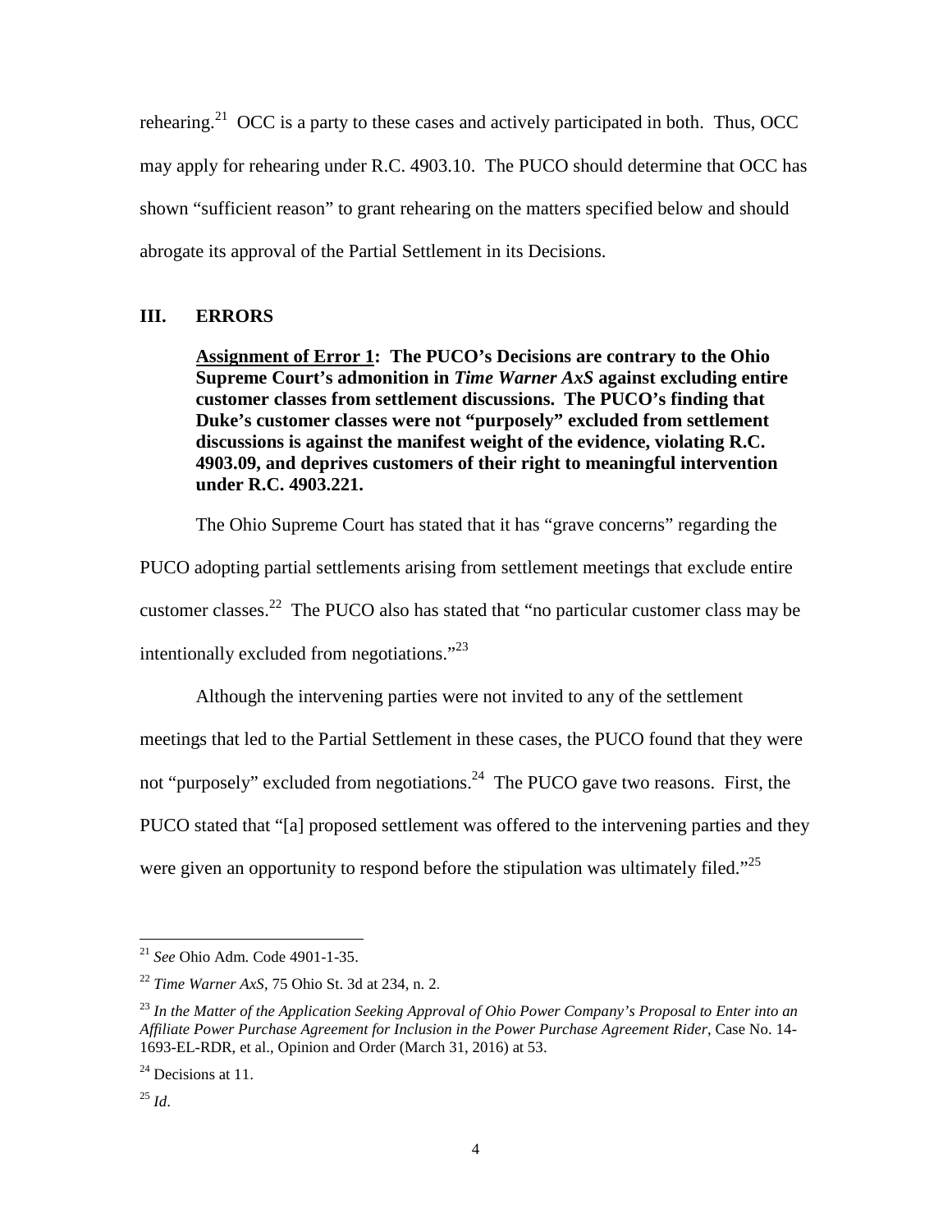rehearing.[21] OCC is a party to these cases and actively participated in both. Thus, OCC may apply for rehearing under R.C. 4903.10. The PUCO should determine that OCC has shown "sufficient reason" to grant rehearing on the matters specified below and should abrogate its approval of the Partial Settlement in its Decisions.

## III. ERRORS

**<u>Assignment of Error 1</u>: The PUCO's Decisions are contrary to the Ohio Supreme Court's admonition in *Time Warner AxS* against excluding entire customer classes from settlement discussions. The PUCO's finding that Duke's customer classes were not "purposely" excluded from settlement discussions is against the manifest weight of the evidence, violating R.C. 4903.09, and deprives customers of their right to meaningful intervention under R.C. 4903.221.**

The Ohio Supreme Court has stated that it has "grave concerns" regarding the PUCO adopting partial settlements arising from settlement meetings that exclude entire customer classes.[22] The PUCO also has stated that "no particular customer class may be intentionally excluded from negotiations."[23]

Although the intervening parties were not invited to any of the settlement meetings that led to the Partial Settlement in these cases, the PUCO found that they were not "purposely" excluded from negotiations.[24] The PUCO gave two reasons. First, the PUCO stated that "[a] proposed settlement was offered to the intervening parties and they were given an opportunity to respond before the stipulation was ultimately filed."[25]

---

[21] *See* Ohio Adm. Code 4901-1-35.

[22] *Time Warner AxS*, 75 Ohio St. 3d at 234, n. 2.

[23] *In the Matter of the Application Seeking Approval of Ohio Power Company's Proposal to Enter into an Affiliate Power Purchase Agreement for Inclusion in the Power Purchase Agreement Rider*, Case No. 14-1693-EL-RDR, et al., Opinion and Order (March 31, 2016) at 53.

[24] Decisions at 11.

[25] *Id*.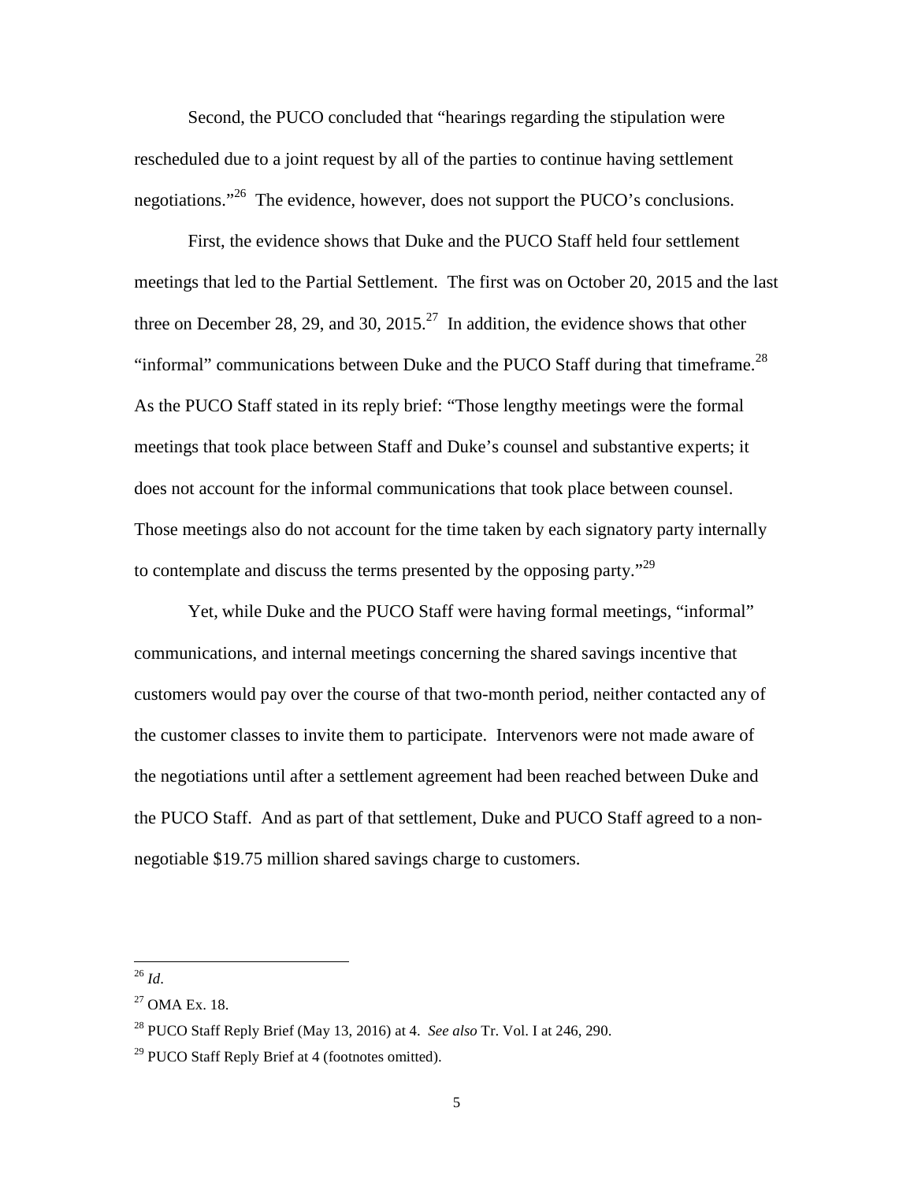Second, the PUCO concluded that "hearings regarding the stipulation were rescheduled due to a joint request by all of the parties to continue having settlement negotiations."[26] The evidence, however, does not support the PUCO's conclusions.

First, the evidence shows that Duke and the PUCO Staff held four settlement meetings that led to the Partial Settlement. The first was on October 20, 2015 and the last three on December 28, 29, and 30, 2015.[27] In addition, the evidence shows that other "informal" communications between Duke and the PUCO Staff during that timeframe.[28] As the PUCO Staff stated in its reply brief: "Those lengthy meetings were the formal meetings that took place between Staff and Duke's counsel and substantive experts; it does not account for the informal communications that took place between counsel. Those meetings also do not account for the time taken by each signatory party internally to contemplate and discuss the terms presented by the opposing party."[29]

Yet, while Duke and the PUCO Staff were having formal meetings, "informal" communications, and internal meetings concerning the shared savings incentive that customers would pay over the course of that two-month period, neither contacted any of the customer classes to invite them to participate. Intervenors were not made aware of the negotiations until after a settlement agreement had been reached between Duke and the PUCO Staff. And as part of that settlement, Duke and PUCO Staff agreed to a non-negotiable $19.75 million shared savings charge to customers.

---

[26] *Id*.

[27] OMA Ex. 18.

[28] PUCO Staff Reply Brief (May 13, 2016) at 4. *See also* Tr. Vol. I at 246, 290.

[29] PUCO Staff Reply Brief at 4 (footnotes omitted).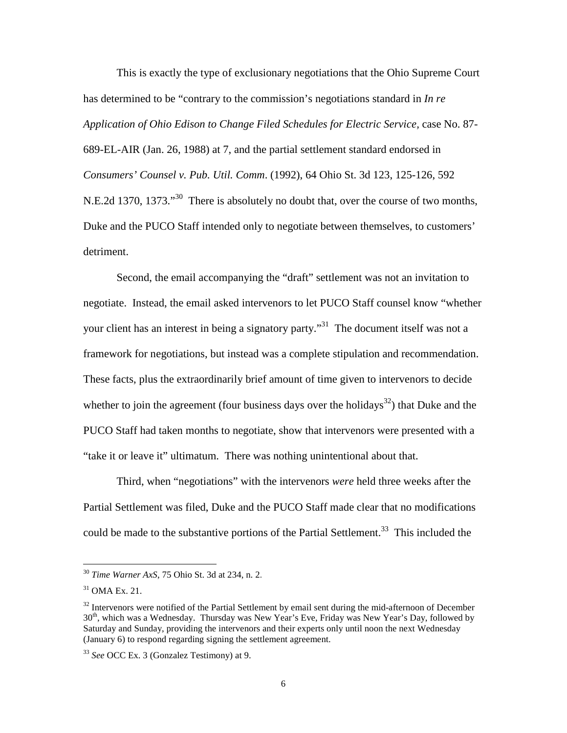This is exactly the type of exclusionary negotiations that the Ohio Supreme Court has determined to be "contrary to the commission's negotiations standard in *In re Application of Ohio Edison to Change Filed Schedules for Electric Service*, case No. 87-689-EL-AIR (Jan. 26, 1988) at 7, and the partial settlement standard endorsed in *Consumers' Counsel v. Pub. Util. Comm*. (1992), 64 Ohio St. 3d 123, 125-126, 592 N.E.2d 1370, 1373."[30] There is absolutely no doubt that, over the course of two months, Duke and the PUCO Staff intended only to negotiate between themselves, to customers' detriment.

Second, the email accompanying the "draft" settlement was not an invitation to negotiate. Instead, the email asked intervenors to let PUCO Staff counsel know "whether your client has an interest in being a signatory party."[31] The document itself was not a framework for negotiations, but instead was a complete stipulation and recommendation. These facts, plus the extraordinarily brief amount of time given to intervenors to decide whether to join the agreement (four business days over the holidays[32]) that Duke and the PUCO Staff had taken months to negotiate, show that intervenors were presented with a "take it or leave it" ultimatum. There was nothing unintentional about that.

Third, when "negotiations" with the intervenors *were* held three weeks after the Partial Settlement was filed, Duke and the PUCO Staff made clear that no modifications could be made to the substantive portions of the Partial Settlement.[33] This included the

---

[30] *Time Warner AxS*, 75 Ohio St. 3d at 234, n. 2.

[31] OMA Ex. 21.

[32] Intervenors were notified of the Partial Settlement by email sent during the mid-afternoon of December 30th, which was a Wednesday. Thursday was New Year's Eve, Friday was New Year's Day, followed by Saturday and Sunday, providing the intervenors and their experts only until noon the next Wednesday (January 6) to respond regarding signing the settlement agreement.

[33] *See* OCC Ex. 3 (Gonzalez Testimony) at 9.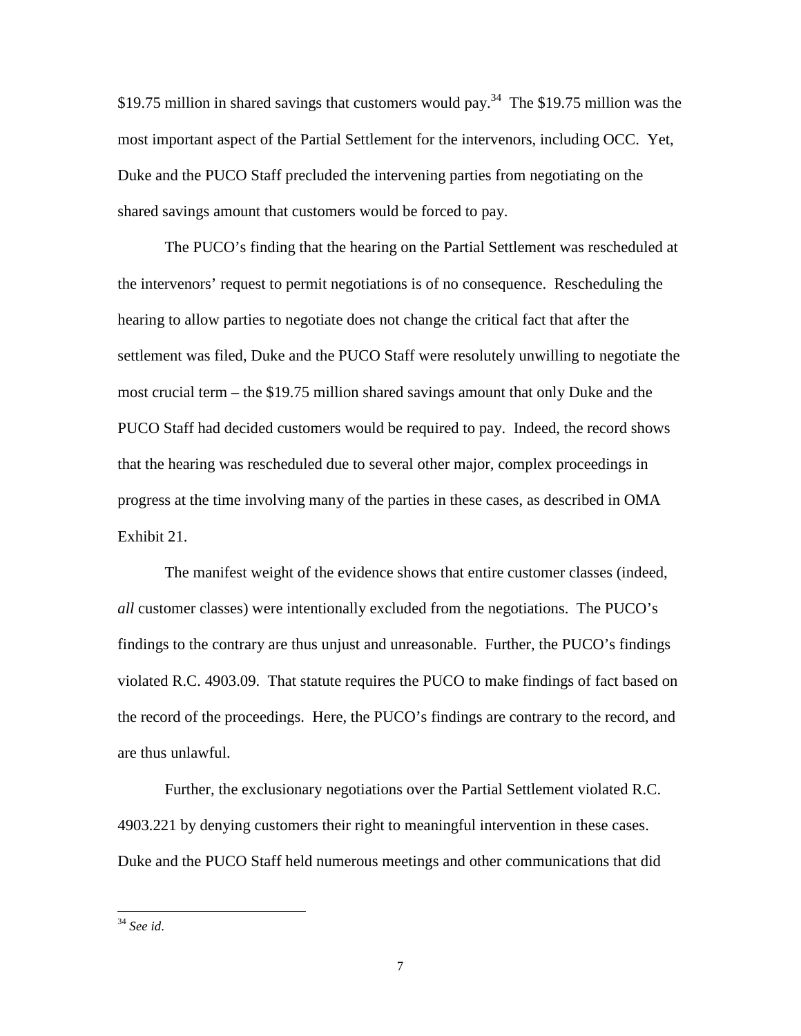$19.75 million in shared savings that customers would pay.[34] The $19.75 million was the most important aspect of the Partial Settlement for the intervenors, including OCC. Yet, Duke and the PUCO Staff precluded the intervening parties from negotiating on the shared savings amount that customers would be forced to pay.

The PUCO's finding that the hearing on the Partial Settlement was rescheduled at the intervenors' request to permit negotiations is of no consequence. Rescheduling the hearing to allow parties to negotiate does not change the critical fact that after the settlement was filed, Duke and the PUCO Staff were resolutely unwilling to negotiate the most crucial term – the $19.75 million shared savings amount that only Duke and the PUCO Staff had decided customers would be required to pay. Indeed, the record shows that the hearing was rescheduled due to several other major, complex proceedings in progress at the time involving many of the parties in these cases, as described in OMA Exhibit 21.

The manifest weight of the evidence shows that entire customer classes (indeed, *all* customer classes) were intentionally excluded from the negotiations. The PUCO's findings to the contrary are thus unjust and unreasonable. Further, the PUCO's findings violated R.C. 4903.09. That statute requires the PUCO to make findings of fact based on the record of the proceedings. Here, the PUCO's findings are contrary to the record, and are thus unlawful.

Further, the exclusionary negotiations over the Partial Settlement violated R.C. 4903.221 by denying customers their right to meaningful intervention in these cases. Duke and the PUCO Staff held numerous meetings and other communications that did

---

[34] *See id*.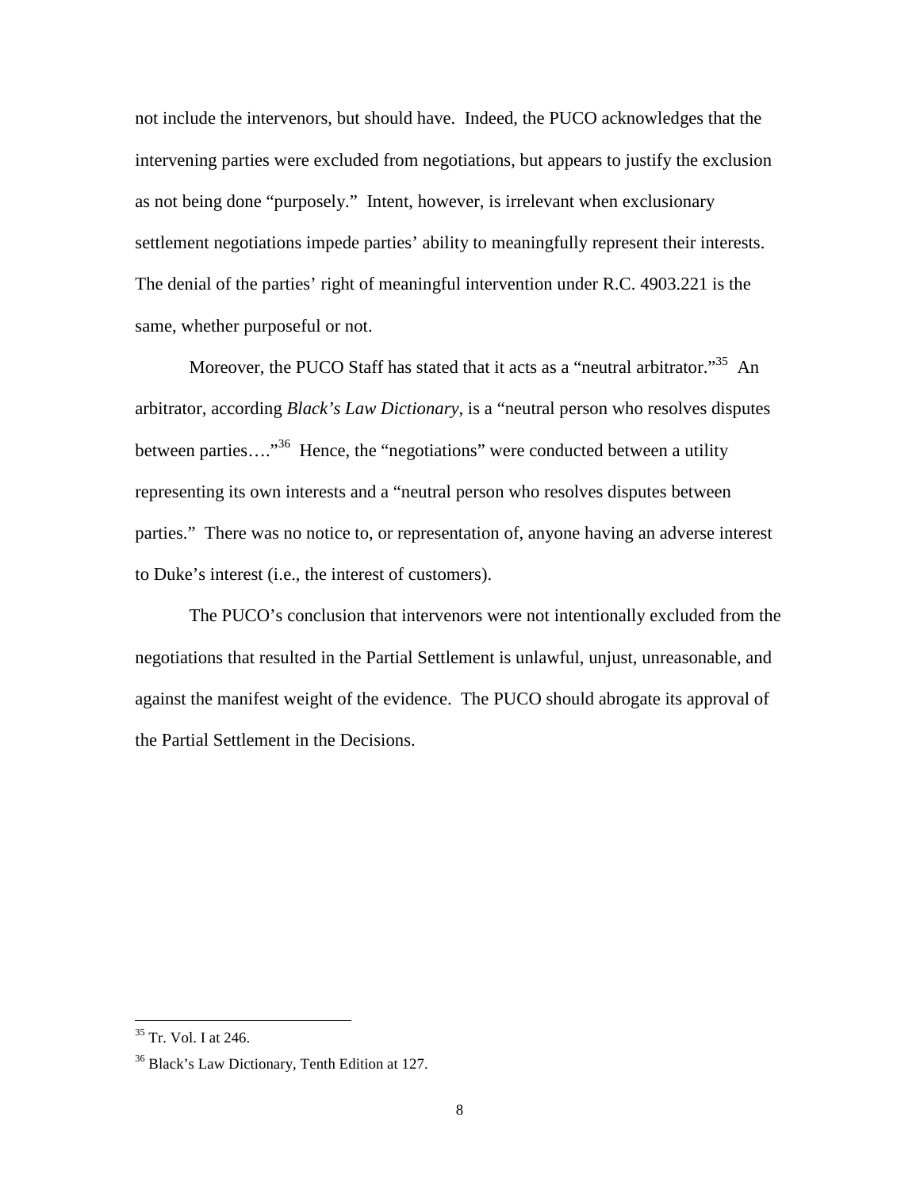not include the intervenors, but should have. Indeed, the PUCO acknowledges that the intervening parties were excluded from negotiations, but appears to justify the exclusion as not being done "purposely." Intent, however, is irrelevant when exclusionary settlement negotiations impede parties' ability to meaningfully represent their interests. The denial of the parties' right of meaningful intervention under R.C. 4903.221 is the same, whether purposeful or not.

Moreover, the PUCO Staff has stated that it acts as a "neutral arbitrator."[35] An arbitrator, according *Black's Law Dictionary*, is a "neutral person who resolves disputes between parties…."[36] Hence, the "negotiations" were conducted between a utility representing its own interests and a "neutral person who resolves disputes between parties." There was no notice to, or representation of, anyone having an adverse interest to Duke's interest (i.e., the interest of customers).

The PUCO's conclusion that intervenors were not intentionally excluded from the negotiations that resulted in the Partial Settlement is unlawful, unjust, unreasonable, and against the manifest weight of the evidence. The PUCO should abrogate its approval of the Partial Settlement in the Decisions.

---

[35] Tr. Vol. I at 246.

[36] Black's Law Dictionary, Tenth Edition at 127.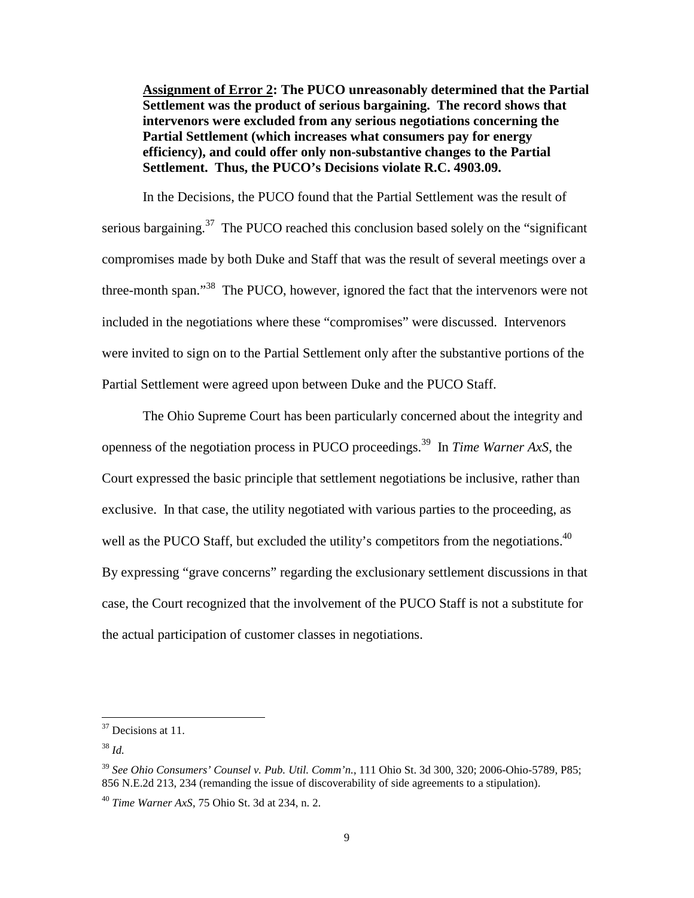**Assignment of Error 2: The PUCO unreasonably determined that the Partial Settlement was the product of serious bargaining. The record shows that intervenors were excluded from any serious negotiations concerning the Partial Settlement (which increases what consumers pay for energy efficiency), and could offer only non-substantive changes to the Partial Settlement. Thus, the PUCO's Decisions violate R.C. 4903.09.**

In the Decisions, the PUCO found that the Partial Settlement was the result of serious bargaining.[37] The PUCO reached this conclusion based solely on the "significant compromises made by both Duke and Staff that was the result of several meetings over a three-month span."[38] The PUCO, however, ignored the fact that the intervenors were not included in the negotiations where these "compromises" were discussed. Intervenors were invited to sign on to the Partial Settlement only after the substantive portions of the Partial Settlement were agreed upon between Duke and the PUCO Staff.

The Ohio Supreme Court has been particularly concerned about the integrity and openness of the negotiation process in PUCO proceedings.[39] In *Time Warner AxS*, the Court expressed the basic principle that settlement negotiations be inclusive, rather than exclusive. In that case, the utility negotiated with various parties to the proceeding, as well as the PUCO Staff, but excluded the utility's competitors from the negotiations.[40] By expressing "grave concerns" regarding the exclusionary settlement discussions in that case, the Court recognized that the involvement of the PUCO Staff is not a substitute for the actual participation of customer classes in negotiations.

---

[37] Decisions at 11.

[38] *Id.*

[39] *See Ohio Consumers' Counsel v. Pub. Util. Comm'n.*, 111 Ohio St. 3d 300, 320; 2006-Ohio-5789, P85; 856 N.E.2d 213, 234 (remanding the issue of discoverability of side agreements to a stipulation).

[40] *Time Warner AxS*, 75 Ohio St. 3d at 234, n. 2.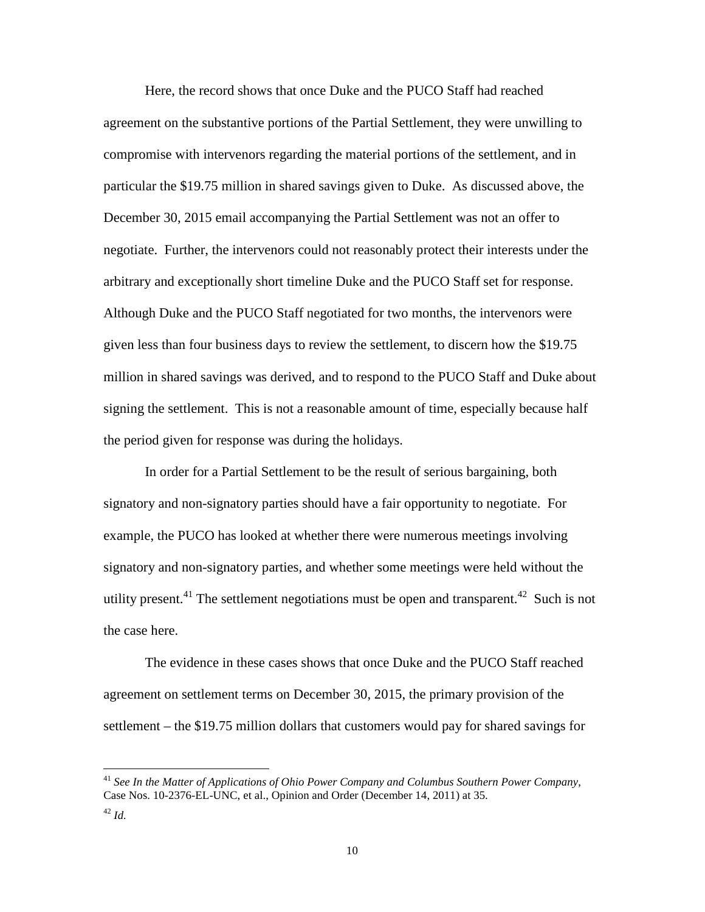Here, the record shows that once Duke and the PUCO Staff had reached agreement on the substantive portions of the Partial Settlement, they were unwilling to compromise with intervenors regarding the material portions of the settlement, and in particular the $19.75 million in shared savings given to Duke. As discussed above, the December 30, 2015 email accompanying the Partial Settlement was not an offer to negotiate. Further, the intervenors could not reasonably protect their interests under the arbitrary and exceptionally short timeline Duke and the PUCO Staff set for response. Although Duke and the PUCO Staff negotiated for two months, the intervenors were given less than four business days to review the settlement, to discern how the $19.75 million in shared savings was derived, and to respond to the PUCO Staff and Duke about signing the settlement. This is not a reasonable amount of time, especially because half the period given for response was during the holidays.

In order for a Partial Settlement to be the result of serious bargaining, both signatory and non-signatory parties should have a fair opportunity to negotiate. For example, the PUCO has looked at whether there were numerous meetings involving signatory and non-signatory parties, and whether some meetings were held without the utility present.[41] The settlement negotiations must be open and transparent.[42] Such is not the case here.

The evidence in these cases shows that once Duke and the PUCO Staff reached agreement on settlement terms on December 30, 2015, the primary provision of the settlement – the $19.75 million dollars that customers would pay for shared savings for

---

[41] *See In the Matter of Applications of Ohio Power Company and Columbus Southern Power Company*, Case Nos. 10-2376-EL-UNC, et al., Opinion and Order (December 14, 2011) at 35.

[42] *Id.*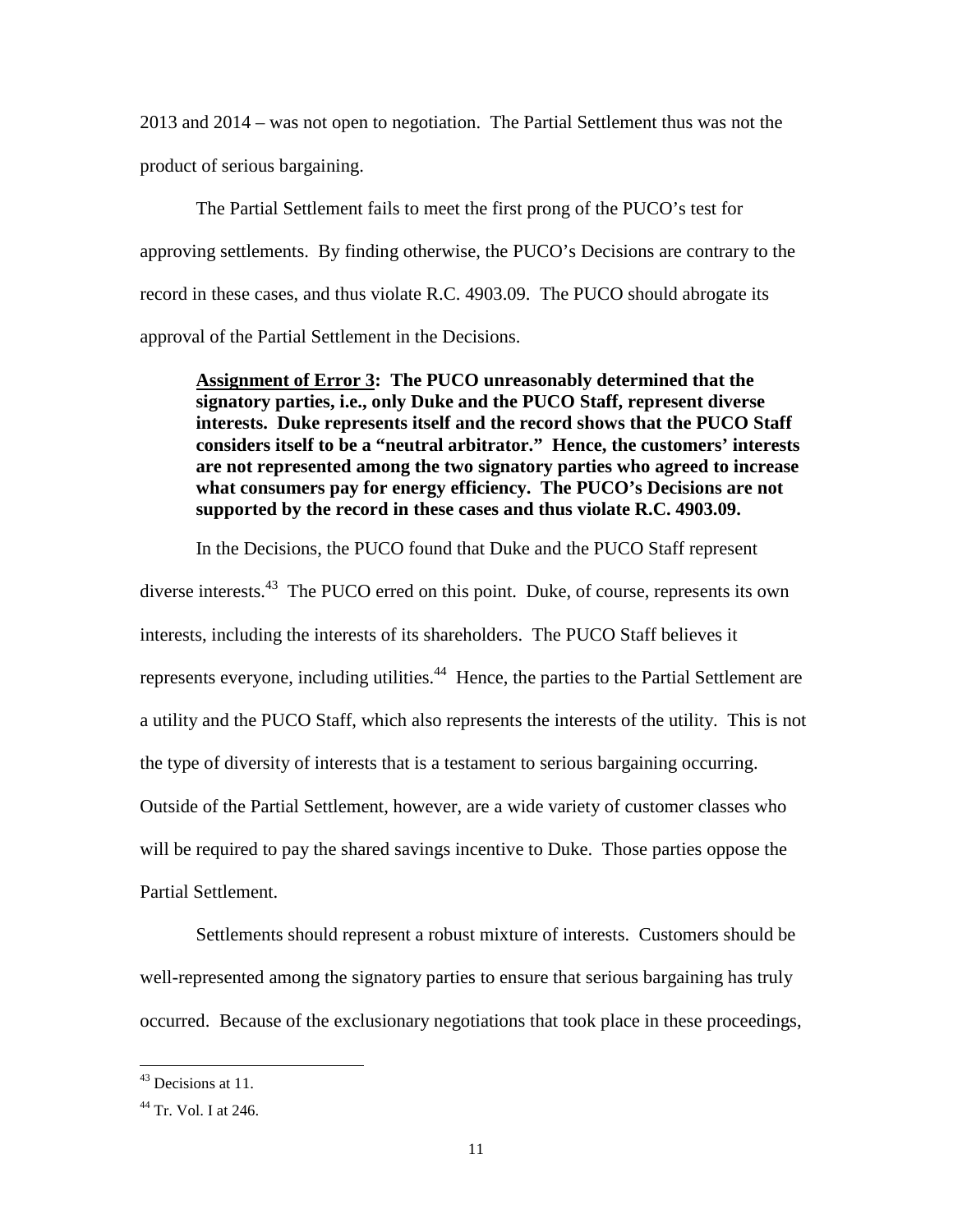2013 and 2014 – was not open to negotiation. The Partial Settlement thus was not the product of serious bargaining.

The Partial Settlement fails to meet the first prong of the PUCO's test for approving settlements. By finding otherwise, the PUCO's Decisions are contrary to the record in these cases, and thus violate R.C. 4903.09. The PUCO should abrogate its approval of the Partial Settlement in the Decisions.

> **<u>Assignment of Error 3</u>: The PUCO unreasonably determined that the signatory parties, i.e., only Duke and the PUCO Staff, represent diverse interests. Duke represents itself and the record shows that the PUCO Staff considers itself to be a "neutral arbitrator." Hence, the customers' interests are not represented among the two signatory parties who agreed to increase what consumers pay for energy efficiency. The PUCO's Decisions are not supported by the record in these cases and thus violate R.C. 4903.09.**

In the Decisions, the PUCO found that Duke and the PUCO Staff represent diverse interests.[43] The PUCO erred on this point. Duke, of course, represents its own interests, including the interests of its shareholders. The PUCO Staff believes it represents everyone, including utilities.[44] Hence, the parties to the Partial Settlement are a utility and the PUCO Staff, which also represents the interests of the utility. This is not the type of diversity of interests that is a testament to serious bargaining occurring. Outside of the Partial Settlement, however, are a wide variety of customer classes who will be required to pay the shared savings incentive to Duke. Those parties oppose the Partial Settlement.

Settlements should represent a robust mixture of interests. Customers should be well-represented among the signatory parties to ensure that serious bargaining has truly occurred. Because of the exclusionary negotiations that took place in these proceedings,

---

[43] Decisions at 11.

[44] Tr. Vol. I at 246.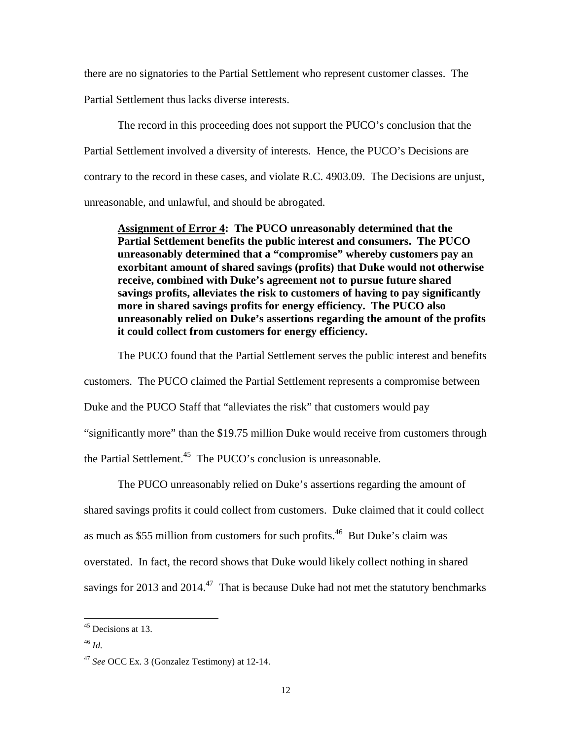there are no signatories to the Partial Settlement who represent customer classes. The Partial Settlement thus lacks diverse interests.

The record in this proceeding does not support the PUCO's conclusion that the Partial Settlement involved a diversity of interests. Hence, the PUCO's Decisions are contrary to the record in these cases, and violate R.C. 4903.09. The Decisions are unjust, unreasonable, and unlawful, and should be abrogated.

> **<u>Assignment of Error 4</u>: The PUCO unreasonably determined that the Partial Settlement benefits the public interest and consumers. The PUCO unreasonably determined that a "compromise" whereby customers pay an exorbitant amount of shared savings (profits) that Duke would not otherwise receive, combined with Duke's agreement not to pursue future shared savings profits, alleviates the risk to customers of having to pay significantly more in shared savings profits for energy efficiency. The PUCO also unreasonably relied on Duke's assertions regarding the amount of the profits it could collect from customers for energy efficiency.**

The PUCO found that the Partial Settlement serves the public interest and benefits customers. The PUCO claimed the Partial Settlement represents a compromise between Duke and the PUCO Staff that "alleviates the risk" that customers would pay "significantly more" than the $19.75 million Duke would receive from customers through the Partial Settlement.[45] The PUCO's conclusion is unreasonable.

The PUCO unreasonably relied on Duke's assertions regarding the amount of shared savings profits it could collect from customers. Duke claimed that it could collect as much as $55 million from customers for such profits.[46] But Duke's claim was overstated. In fact, the record shows that Duke would likely collect nothing in shared savings for 2013 and 2014.[47] That is because Duke had not met the statutory benchmarks

---

[45] Decisions at 13.

[46] *Id.*

[47] *See* OCC Ex. 3 (Gonzalez Testimony) at 12-14.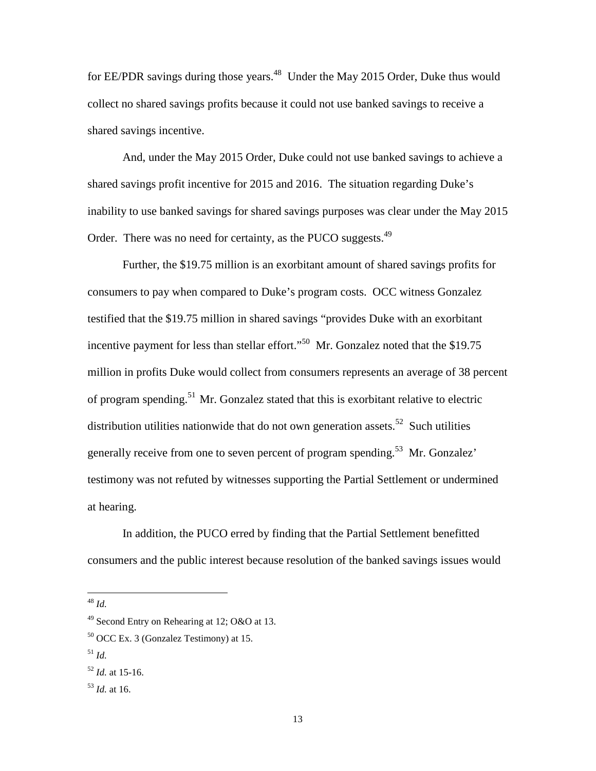for EE/PDR savings during those years.[48] Under the May 2015 Order, Duke thus would collect no shared savings profits because it could not use banked savings to receive a shared savings incentive.

And, under the May 2015 Order, Duke could not use banked savings to achieve a shared savings profit incentive for 2015 and 2016. The situation regarding Duke's inability to use banked savings for shared savings purposes was clear under the May 2015 Order. There was no need for certainty, as the PUCO suggests.[49]

Further, the $19.75 million is an exorbitant amount of shared savings profits for consumers to pay when compared to Duke's program costs. OCC witness Gonzalez testified that the $19.75 million in shared savings "provides Duke with an exorbitant incentive payment for less than stellar effort."[50] Mr. Gonzalez noted that the $19.75 million in profits Duke would collect from consumers represents an average of 38 percent of program spending.[51] Mr. Gonzalez stated that this is exorbitant relative to electric distribution utilities nationwide that do not own generation assets.[52] Such utilities generally receive from one to seven percent of program spending.[53] Mr. Gonzalez' testimony was not refuted by witnesses supporting the Partial Settlement or undermined at hearing.

In addition, the PUCO erred by finding that the Partial Settlement benefitted consumers and the public interest because resolution of the banked savings issues would

---

[48] *Id.*

[49] Second Entry on Rehearing at 12; O&O at 13.

[50] OCC Ex. 3 (Gonzalez Testimony) at 15.

[51] *Id.*

[52] *Id.* at 15-16.

[53] *Id.* at 16.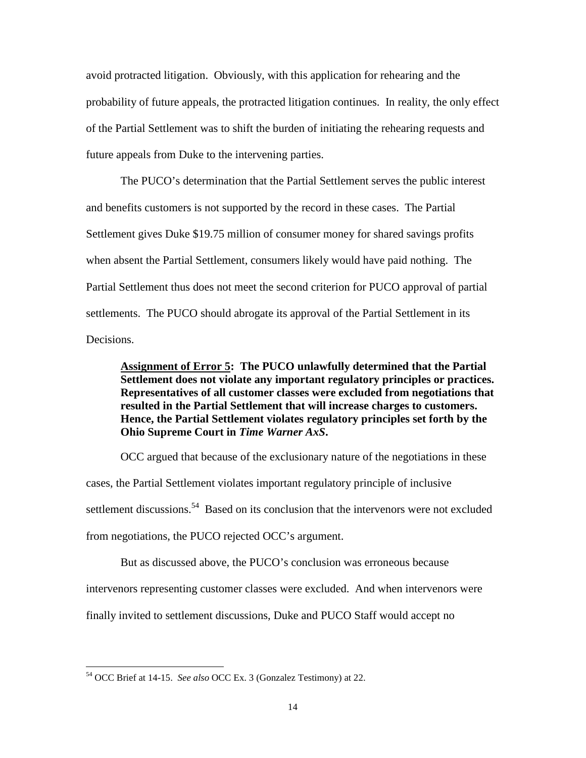avoid protracted litigation. Obviously, with this application for rehearing and the probability of future appeals, the protracted litigation continues. In reality, the only effect of the Partial Settlement was to shift the burden of initiating the rehearing requests and future appeals from Duke to the intervening parties.

The PUCO's determination that the Partial Settlement serves the public interest and benefits customers is not supported by the record in these cases. The Partial Settlement gives Duke $19.75 million of consumer money for shared savings profits when absent the Partial Settlement, consumers likely would have paid nothing. The Partial Settlement thus does not meet the second criterion for PUCO approval of partial settlements. The PUCO should abrogate its approval of the Partial Settlement in its Decisions.

> **<u>Assignment of Error 5</u>: The PUCO unlawfully determined that the Partial Settlement does not violate any important regulatory principles or practices. Representatives of all customer classes were excluded from negotiations that resulted in the Partial Settlement that will increase charges to customers. Hence, the Partial Settlement violates regulatory principles set forth by the Ohio Supreme Court in *Time Warner AxS*.**

OCC argued that because of the exclusionary nature of the negotiations in these cases, the Partial Settlement violates important regulatory principle of inclusive settlement discussions.[54] Based on its conclusion that the intervenors were not excluded from negotiations, the PUCO rejected OCC's argument.

But as discussed above, the PUCO's conclusion was erroneous because intervenors representing customer classes were excluded. And when intervenors were finally invited to settlement discussions, Duke and PUCO Staff would accept no

---

[54] OCC Brief at 14-15. *See also* OCC Ex. 3 (Gonzalez Testimony) at 22.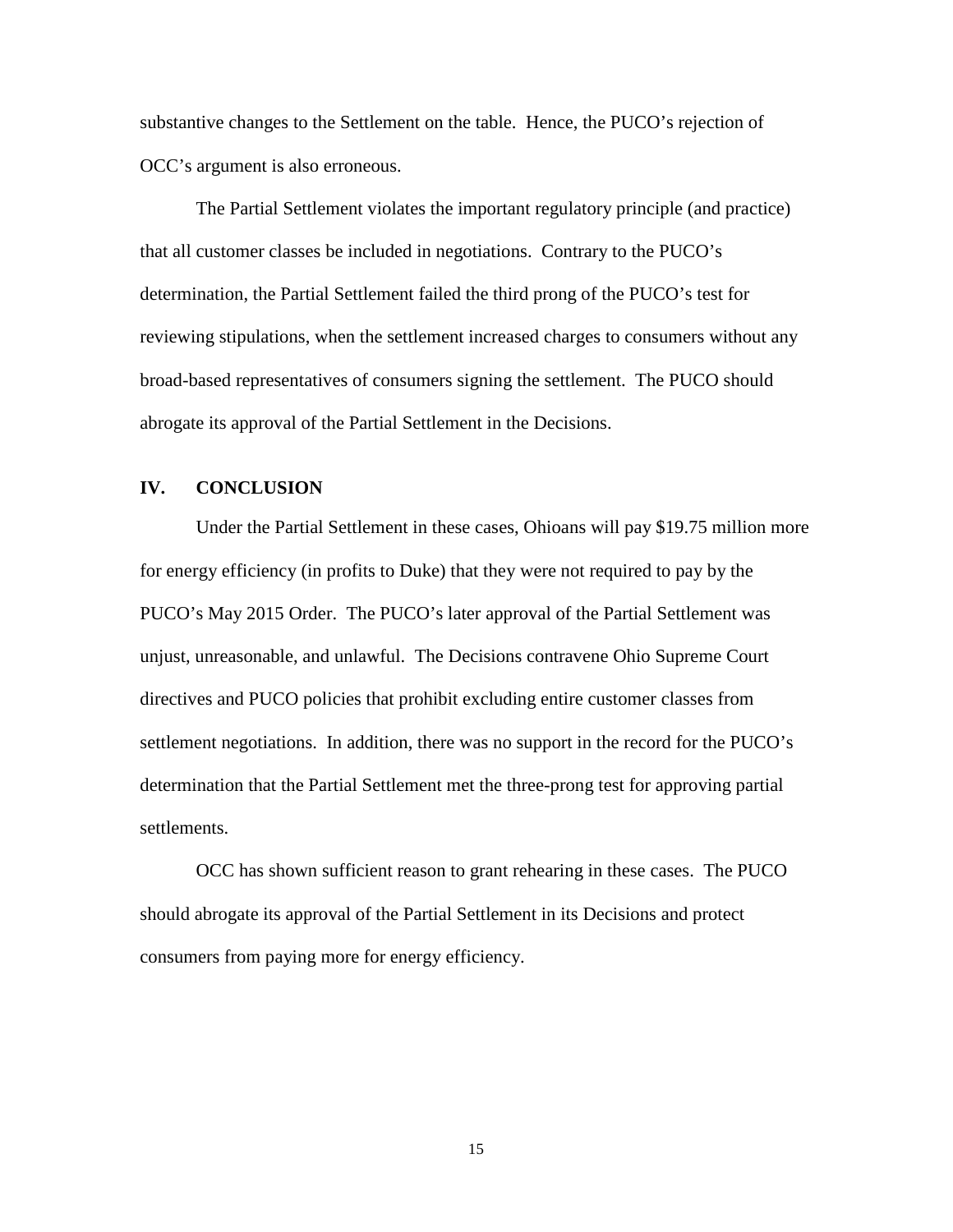substantive changes to the Settlement on the table. Hence, the PUCO's rejection of OCC's argument is also erroneous.

The Partial Settlement violates the important regulatory principle (and practice) that all customer classes be included in negotiations. Contrary to the PUCO's determination, the Partial Settlement failed the third prong of the PUCO's test for reviewing stipulations, when the settlement increased charges to consumers without any broad-based representatives of consumers signing the settlement. The PUCO should abrogate its approval of the Partial Settlement in the Decisions.

## IV. CONCLUSION

Under the Partial Settlement in these cases, Ohioans will pay $19.75 million more for energy efficiency (in profits to Duke) that they were not required to pay by the PUCO's May 2015 Order. The PUCO's later approval of the Partial Settlement was unjust, unreasonable, and unlawful. The Decisions contravene Ohio Supreme Court directives and PUCO policies that prohibit excluding entire customer classes from settlement negotiations. In addition, there was no support in the record for the PUCO's determination that the Partial Settlement met the three-prong test for approving partial settlements.

OCC has shown sufficient reason to grant rehearing in these cases. The PUCO should abrogate its approval of the Partial Settlement in its Decisions and protect consumers from paying more for energy efficiency.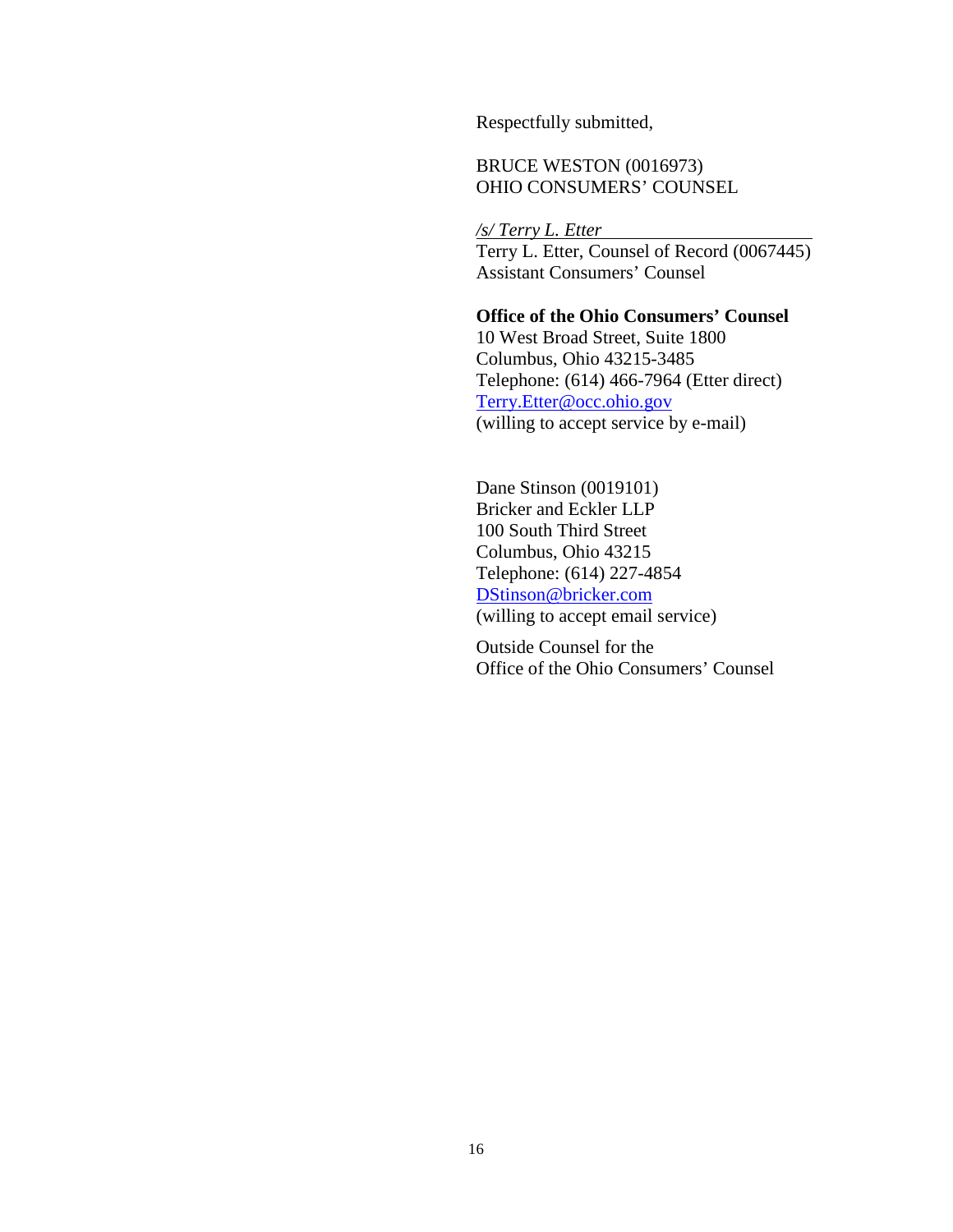Respectfully submitted,

BRUCE WESTON (0016973)
OHIO CONSUMERS' COUNSEL

*/s/ Terry L. Etter*
Terry L. Etter, Counsel of Record (0067445)
Assistant Consumers' Counsel

**Office of the Ohio Consumers' Counsel**
10 West Broad Street, Suite 1800
Columbus, Ohio 43215-3485
Telephone: (614) 466-7964 (Etter direct)
Terry.Etter@occ.ohio.gov
(willing to accept service by e-mail)

Dane Stinson (0019101)
Bricker and Eckler LLP
100 South Third Street
Columbus, Ohio 43215
Telephone: (614) 227-4854
DStinson@bricker.com
(willing to accept email service)

Outside Counsel for the
Office of the Ohio Consumers' Counsel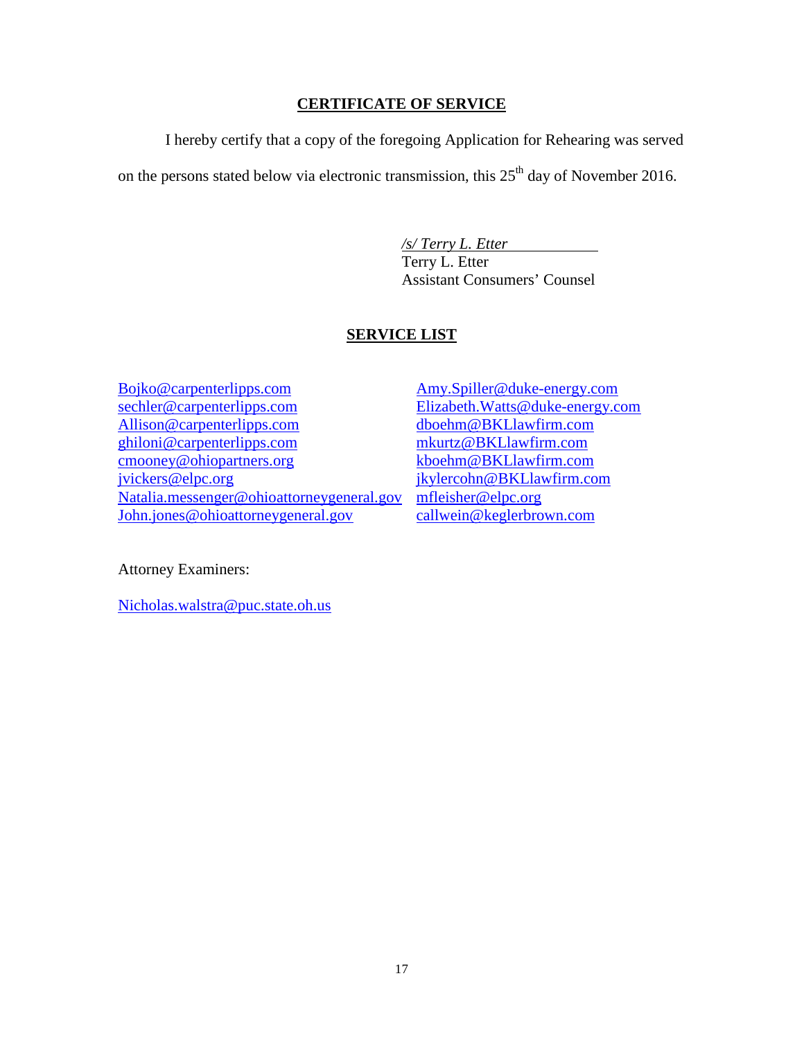## CERTIFICATE OF SERVICE

I hereby certify that a copy of the foregoing Application for Rehearing was served on the persons stated below via electronic transmission, this 25th day of November 2016.

*/s/ Terry L. Etter*
Terry L. Etter
Assistant Consumers' Counsel

## SERVICE LIST

Bojko@carpenterlipps.com
sechler@carpenterlipps.com
Allison@carpenterlipps.com
ghiloni@carpenterlipps.com
cmooney@ohiopartners.org
jvickers@elpc.org
Natalia.messenger@ohioattorneygeneral.gov
John.jones@ohioattorneygeneral.gov

Amy.Spiller@duke-energy.com
Elizabeth.Watts@duke-energy.com
dboehm@BKLlawfirm.com
mkurtz@BKLlawfirm.com
kboehm@BKLlawfirm.com
jkylercohn@BKLlawfirm.com
mfleisher@elpc.org
callwein@keglerbrown.com

Attorney Examiners:

Nicholas.walstra@puc.state.oh.us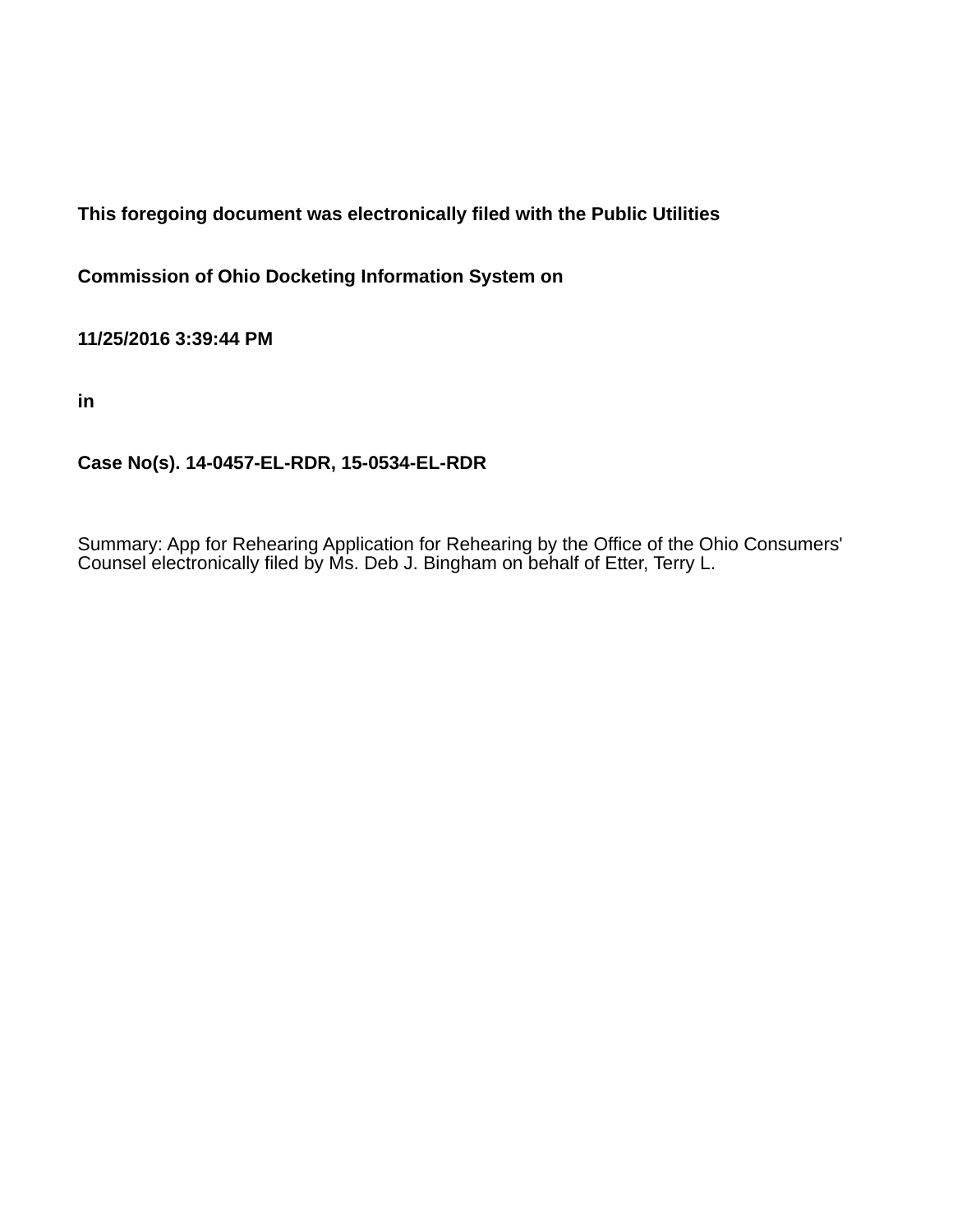**This foregoing document was electronically filed with the Public Utilities**

**Commission of Ohio Docketing Information System on**

**11/25/2016 3:39:44 PM**

**in**

**Case No(s). 14-0457-EL-RDR, 15-0534-EL-RDR**

Summary: App for Rehearing Application for Rehearing by the Office of the Ohio Consumers' Counsel electronically filed by Ms. Deb J. Bingham on behalf of Etter, Terry L.